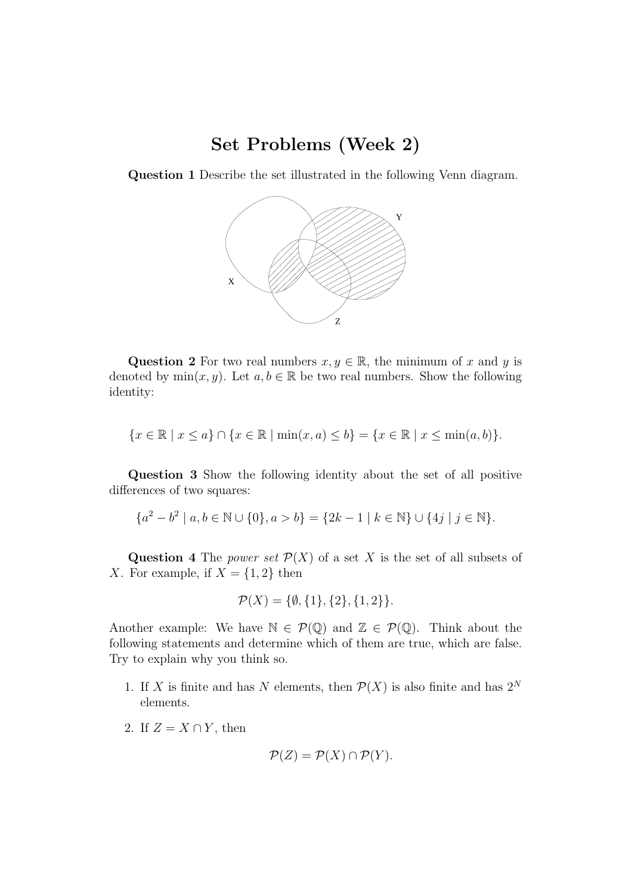# Set Problems (Week 2)

**Question 1** Describe the set illustrated in the following Venn diagram.

**Question 2** For two real numbers $x, y \in \mathbb{R}$, the minimum of $x$ and $y$ is denoted by $\min(x, y)$. Let $a, b \in \mathbb{R}$ be two real numbers. Show the following identity:

$$\{x \in \mathbb{R} \mid x \leq a\} \cap \{x \in \mathbb{R} \mid \min(x, a) \leq b\} = \{x \in \mathbb{R} \mid x \leq \min(a, b)\}.$$

**Question 3** Show the following identity about the set of all positive differences of two squares:

$$\{a^2 - b^2 \mid a, b \in \mathbb{N} \cup \{0\}, a > b\} = \{2k - 1 \mid k \in \mathbb{N}\} \cup \{4j \mid j \in \mathbb{N}\}.$$

**Question 4** The *power set* $\mathcal{P}(X)$ of a set $X$ is the set of all subsets of $X$. For example, if $X = \{1, 2\}$ then

$$\mathcal{P}(X) = \{\emptyset, \{1\}, \{2\}, \{1, 2\}\}.$$

Another example: We have $\mathbb{N} \in \mathcal{P}(\mathbb{Q})$ and $\mathbb{Z} \in \mathcal{P}(\mathbb{Q})$. Think about the following statements and determine which of them are true, which are false. Try to explain why you think so.

1. If $X$ is finite and has $N$ elements, then $\mathcal{P}(X)$ is also finite and has $2^N$ elements.

2. If $Z = X \cap Y$, then

$$\mathcal{P}(Z) = \mathcal{P}(X) \cap \mathcal{P}(Y).$$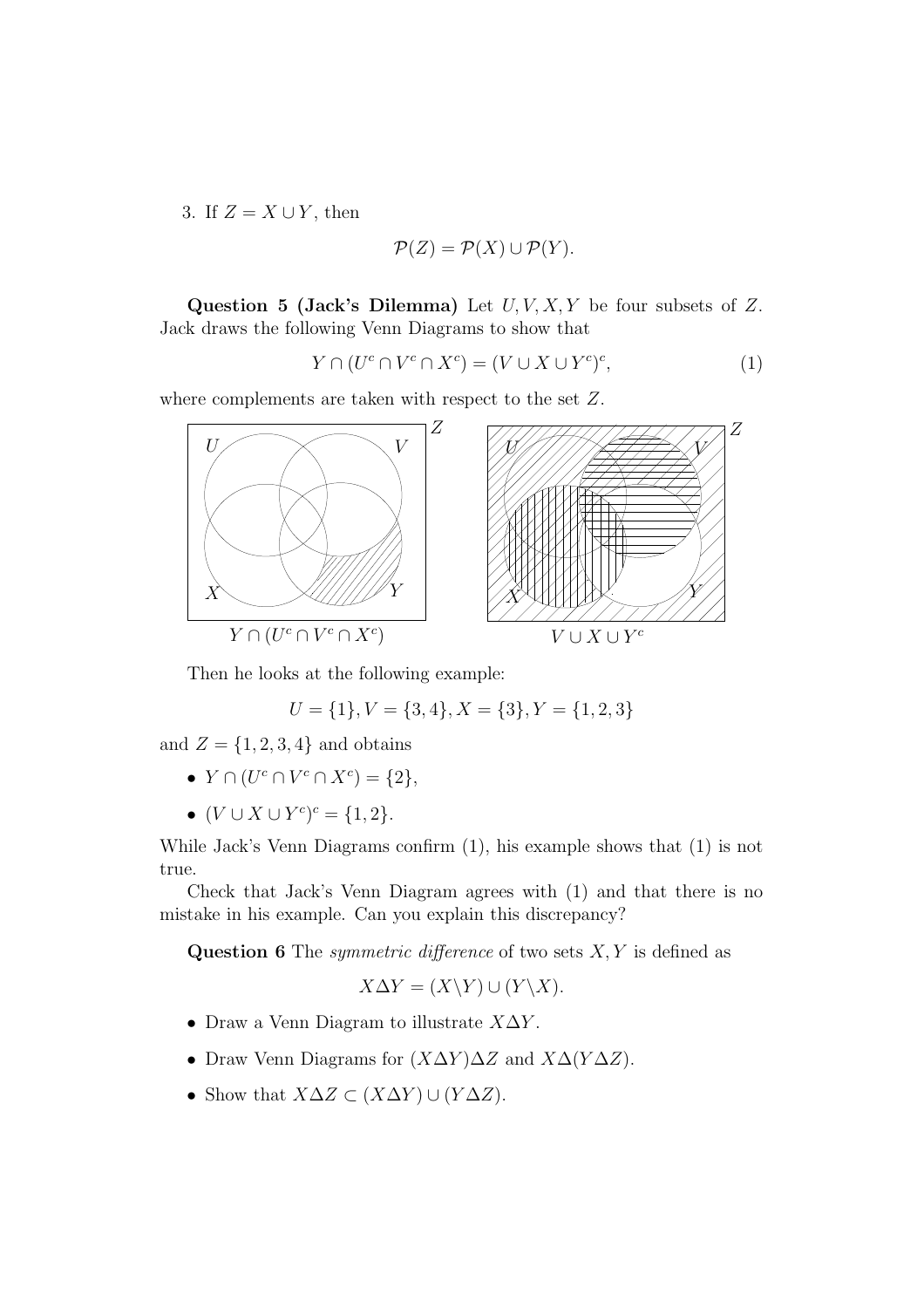3. If $Z = X \cup Y$, then

$$\mathcal{P}(Z) = \mathcal{P}(X) \cup \mathcal{P}(Y).$$

**Question 5 (Jack's Dilemma)** Let $U, V, X, Y$ be four subsets of $Z$. Jack draws the following Venn Diagrams to show that

$$Y \cap (U^c \cap V^c \cap X^c) = (V \cup X \cup Y^c)^c, \tag{1}$$

where complements are taken with respect to the set $Z$.

U V X Y Z

$Y \cap (U^c \cap V^c \cap X^c)$

U V X Y Z

$V \cup X \cup Y^c$

Then he looks at the following example:

$$U = \{1\}, V = \{3, 4\}, X = \{3\}, Y = \{1, 2, 3\}$$

and $Z = \{1, 2, 3, 4\}$ and obtains

- $Y \cap (U^c \cap V^c \cap X^c) = \{2\}$,
- $(V \cup X \cup Y^c)^c = \{1, 2\}$.

While Jack's Venn Diagrams confirm (1), his example shows that (1) is not true.

Check that Jack's Venn Diagram agrees with (1) and that there is no mistake in his example. Can you explain this discrepancy?

**Question 6** The *symmetric difference* of two sets $X, Y$ is defined as

$$X \Delta Y = (X \backslash Y) \cup (Y \backslash X).$$

- Draw a Venn Diagram to illustrate $X \Delta Y$.
- Draw Venn Diagrams for $(X \Delta Y) \Delta Z$ and $X \Delta (Y \Delta Z)$.
- Show that $X \Delta Z \subset (X \Delta Y) \cup (Y \Delta Z)$.